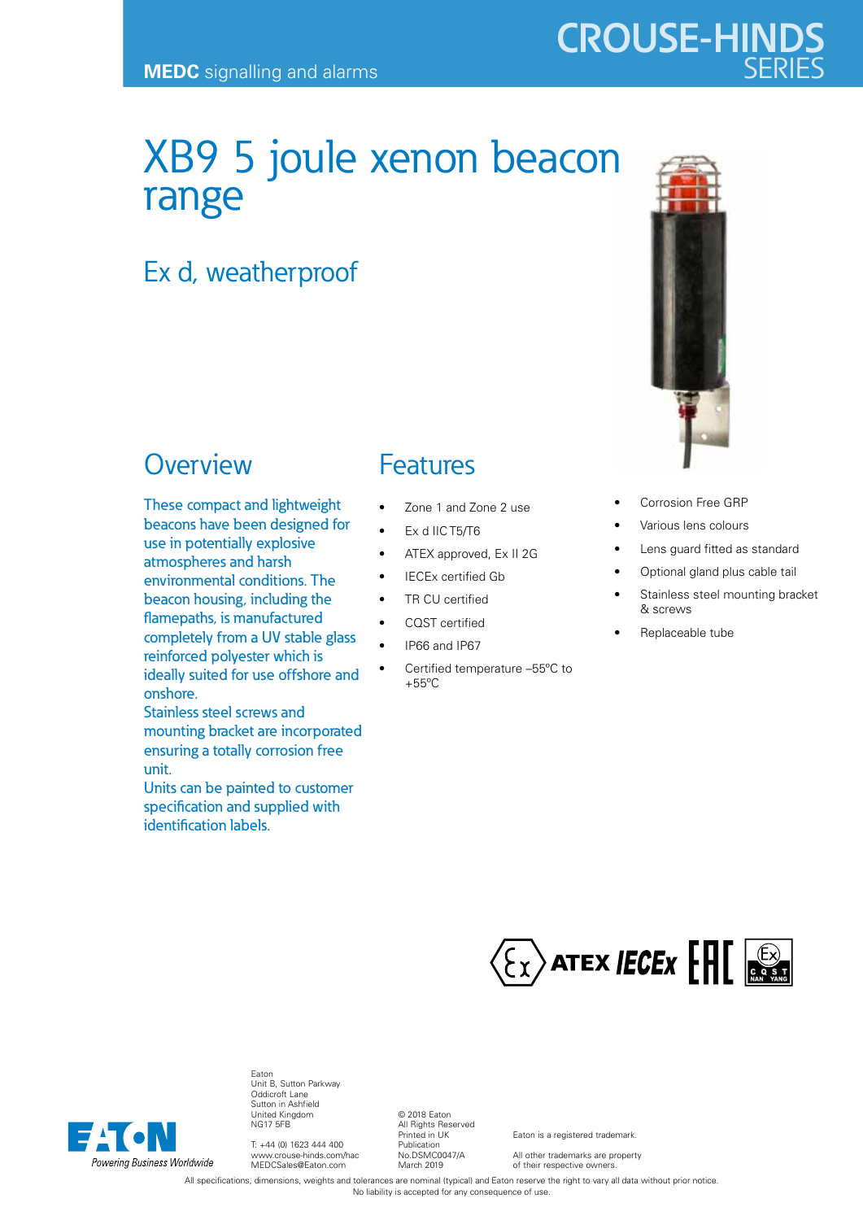MEDC signalling and alarms

# XB9 5 joule xenon beacon range

## Ex d, weatherproof

## Overview

These compact and lightweight beacons have been designed for use in potentially explosive atmospheres and harsh environmental conditions. The beacon housing, including the flamepaths, is manufactured completely from a UV stable glass reinforced polyester which is ideally suited for use offshore and onshore.

Stainless steel screws and mounting bracket are incorporated ensuring a totally corrosion free unit.

Units can be painted to customer specification and supplied with identification labels.

## Features

- Zone 1 and Zone 2 use
- Ex d IIC T5/T6
- ATEX approved, Ex II 2G
- IECEx certified Gb
- TR CU certified
- CQST certified
- IP66 and IP67
- Certified temperature –55°C to +55°C
- Corrosion Free GRP
- Various lens colours
- Lens guard fitted as standard
- Optional gland plus cable tail
- Stainless steel mounting bracket & screws
- Replaceable tube

Eaton
Unit B, Sutton Parkway
Oddicroft Lane
Sutton in Ashfield
United Kingdom
NG17 5FB

T: +44 (0) 1623 444 400
www.crouse-hinds.com/hac
MEDCSales@Eaton.com

© 2018 Eaton
All Rights Reserved
Printed in UK
Publication
No.DSMC0047/A
March 2019

Eaton is a registered trademark.

All other trademarks are property of their respective owners.

All specifications, dimensions, weights and tolerances are nominal (typical) and Eaton reserve the right to vary all data without prior notice. No liability is accepted for any consequence of use.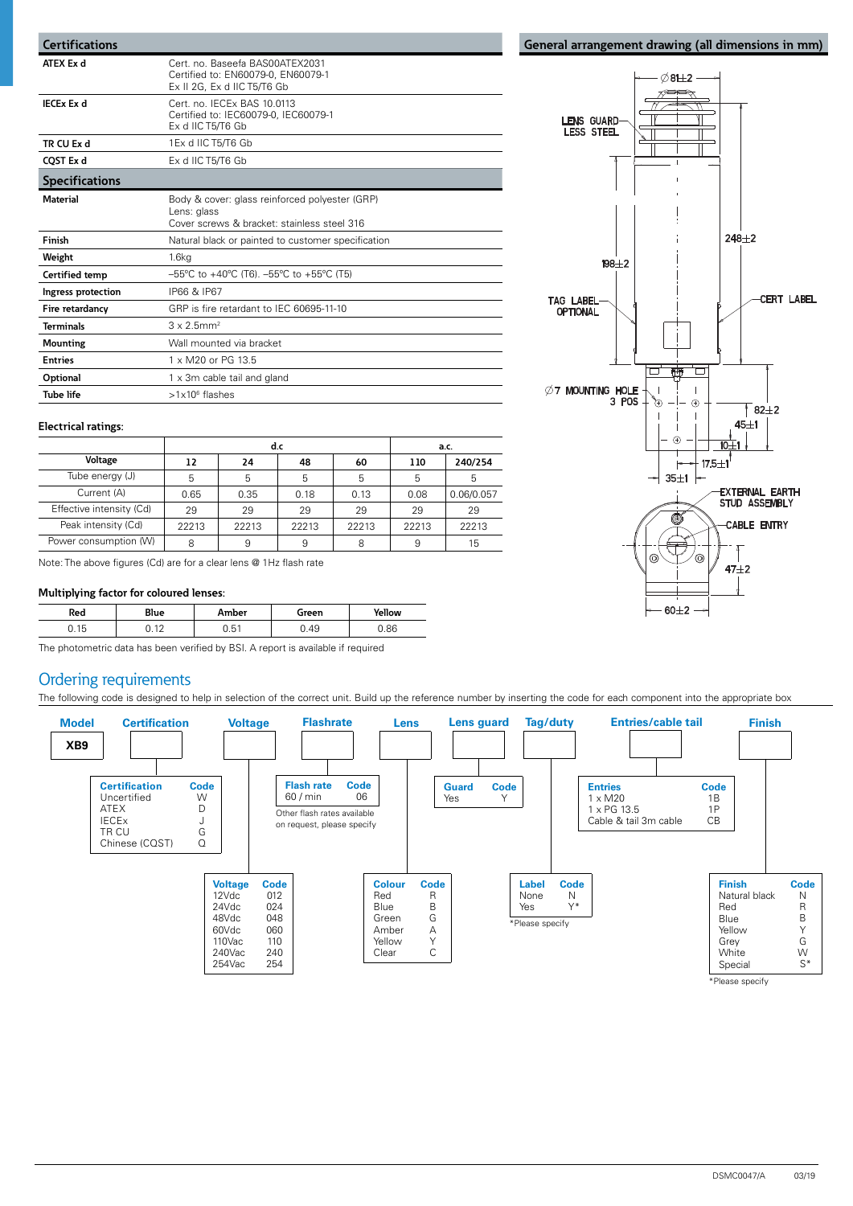## Certifications

| | |
|---|---|
| **ATEX Ex d** | Cert. no. Baseefa BAS00ATEX2031<br>Certified to: EN60079-0, EN60079-1<br>Ex II 2G, Ex d IIC T5/T6 Gb |
| **IECEx Ex d** | Cert. no. IECEx BAS 10.0113<br>Certified to: IEC60079-0, IEC60079-1<br>Ex d IIC T5/T6 Gb |
| **TR CU Ex d** | 1Ex d IIC T5/T6 Gb |
| **CQST Ex d** | Ex d IIC T5/T6 Gb |

## Specifications

| | |
|---|---|
| **Material** | Body & cover: glass reinforced polyester (GRP)<br>Lens: glass<br>Cover screws & bracket: stainless steel 316 |
| **Finish** | Natural black or painted to customer specification |
| **Weight** | 1.6kg |
| **Certified temp** | –55°C to +40°C (T6). –55°C to +55°C (T5) |
| **Ingress protection** | IP66 & IP67 |
| **Fire retardancy** | GRP is fire retardant to IEC 60695-11-10 |
| **Terminals** | 3 x 2.5mm² |
| **Mounting** | Wall mounted via bracket |
| **Entries** | 1 x M20 or PG 13.5 |
| **Optional** | 1 x 3m cable tail and gland |
| **Tube life** | >1x10⁶ flashes |

**Electrical ratings**:

| | d.c | | | | a.c. | |
|---|---|---|---|---|---|---|
| **Voltage** | **12** | **24** | **48** | **60** | **110** | **240/254** |
| Tube energy (J) | 5 | 5 | 5 | 5 | 5 | 5 |
| Current (A) | 0.65 | 0.35 | 0.18 | 0.13 | 0.08 | 0.06/0.057 |
| Effective intensity (Cd) | 29 | 29 | 29 | 29 | 29 | 29 |
| Peak intensity (Cd) | 22213 | 22213 | 22213 | 22213 | 22213 | 22213 |
| Power consumption (W) | 8 | 9 | 9 | 8 | 9 | 15 |

Note: The above figures (Cd) are for a clear lens @ 1Hz flash rate

**Multiplying factor for coloured lenses:**

| Red | Blue | Amber | Green | Yellow |
|---|---|---|---|---|
| 0.15 | 0.12 | 0.51 | 0.49 | 0.86 |

The photometric data has been verified by BSI. A report is available if required

## General arrangement drawing (all dimensions in mm)

Ø81±2
LENS GUARD
LESS STEEL
248±2
198±2
TAG LABEL
OPTIONAL
CERT LABEL
Ø7 MOUNTING HOLE
3 POS
82±2
45±1
10±1
17.5±1
35±1
EXTERNAL EARTH
STUD ASSEMBLY
CABLE ENTRY
47±2
60±2

## Ordering requirements

The following code is designed to help in selection of the correct unit. Build up the reference number by inserting the code for each component into the appropriate box

| Model | Certification | Voltage | Flashrate | Lens | Lens guard | Tag/duty | Entries/cable tail | Finish |
|---|---|---|---|---|---|---|---|---|
| XB9 | | | | | | | | |

| Certification | Code |
|---|---|
| Uncertified | W |
| ATEX | D |
| IECEx | J |
| TR CU | G |
| Chinese (CQST) | Q |

| Voltage | Code |
|---|---|
| 12Vdc | 012 |
| 24Vdc | 024 |
| 48Vdc | 048 |
| 60Vdc | 060 |
| 110Vac | 110 |
| 240Vac | 240 |
| 254Vac | 254 |

| Flash rate | Code |
|---|---|
| 60 / min | 06 |

Other flash rates available on request, please specify

| Colour | Code |
|---|---|
| Red | R |
| Blue | B |
| Green | G |
| Amber | A |
| Yellow | Y |
| Clear | C |

| Guard | Code |
|---|---|
| Yes | Y |

| Label | Code |
|---|---|
| None | N |
| Yes | Y* |

*Please specify

| Entries | Code |
|---|---|
| 1 x M20 | 1B |
| 1 x PG 13.5 | 1P |
| Cable & tail 3m cable | CB |

| Finish | Code |
|---|---|
| Natural black | N |
| Red | R |
| Blue | B |
| Yellow | Y |
| Grey | G |
| White | W |
| Special | S* |

*Please specify

DSMC0047/A 03/19